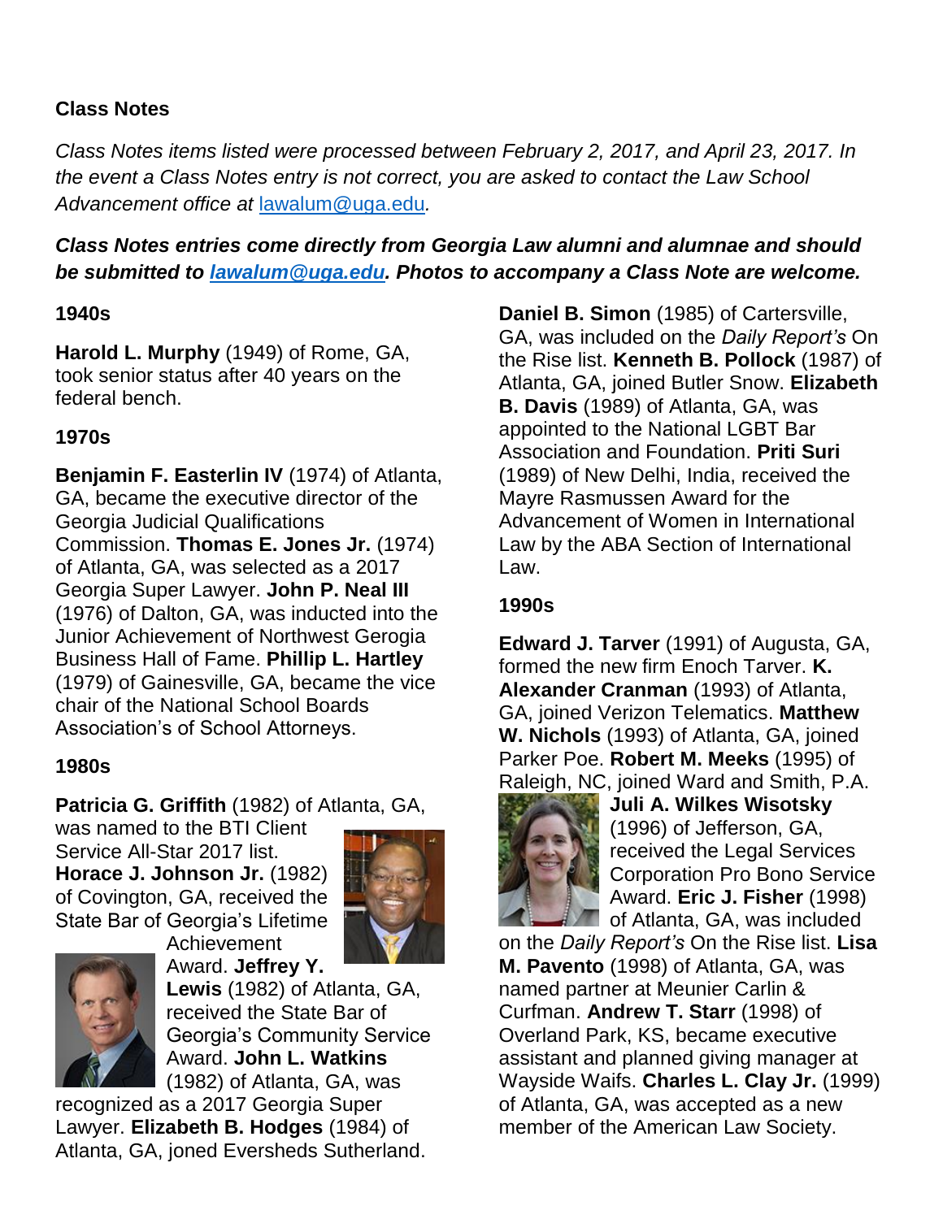## Class Notes

*Class Notes items listed were processed between February 2, 2017, and April 23, 2017. In the event a Class Notes entry is not correct, you are asked to contact the Law School Advancement office at lawalum@uga.edu.*

***Class Notes entries come directly from Georgia Law alumni and alumnae and should be submitted to lawalum@uga.edu. Photos to accompany a Class Note are welcome.***

### 1940s

**Harold L. Murphy** (1949) of Rome, GA, took senior status after 40 years on the federal bench.

### 1970s

**Benjamin F. Easterlin IV** (1974) of Atlanta, GA, became the executive director of the Georgia Judicial Qualifications Commission. **Thomas E. Jones Jr.** (1974) of Atlanta, GA, was selected as a 2017 Georgia Super Lawyer. **John P. Neal III** (1976) of Dalton, GA, was inducted into the Junior Achievement of Northwest Gerogia Business Hall of Fame. **Phillip L. Hartley** (1979) of Gainesville, GA, became the vice chair of the National School Boards Association's of School Attorneys.

### 1980s

**Patricia G. Griffith** (1982) of Atlanta, GA, was named to the BTI Client Service All-Star 2017 list. **Horace J. Johnson Jr.** (1982) of Covington, GA, received the State Bar of Georgia's Lifetime Achievement Award. **Jeffrey Y. Lewis** (1982) of Atlanta, GA, received the State Bar of Georgia's Community Service Award. **John L. Watkins** (1982) of Atlanta, GA, was recognized as a 2017 Georgia Super Lawyer. **Elizabeth B. Hodges** (1984) of Atlanta, GA, joned Eversheds Sutherland. **Daniel B. Simon** (1985) of Cartersville, GA, was included on the *Daily Report's* On the Rise list. **Kenneth B. Pollock** (1987) of Atlanta, GA, joined Butler Snow. **Elizabeth B. Davis** (1989) of Atlanta, GA, was appointed to the National LGBT Bar Association and Foundation. **Priti Suri** (1989) of New Delhi, India, received the Mayre Rasmussen Award for the Advancement of Women in International Law by the ABA Section of International Law.

### 1990s

**Edward J. Tarver** (1991) of Augusta, GA, formed the new firm Enoch Tarver. **K. Alexander Cranman** (1993) of Atlanta, GA, joined Verizon Telematics. **Matthew W. Nichols** (1993) of Atlanta, GA, joined Parker Poe. **Robert M. Meeks** (1995) of Raleigh, NC, joined Ward and Smith, P.A. **Juli A. Wilkes Wisotsky** (1996) of Jefferson, GA, received the Legal Services Corporation Pro Bono Service Award. **Eric J. Fisher** (1998) of Atlanta, GA, was included on the *Daily Report's* On the Rise list. **Lisa M. Pavento** (1998) of Atlanta, GA, was named partner at Meunier Carlin & Curfman. **Andrew T. Starr** (1998) of Overland Park, KS, became executive assistant and planned giving manager at Wayside Waifs. **Charles L. Clay Jr.** (1999) of Atlanta, GA, was accepted as a new member of the American Law Society.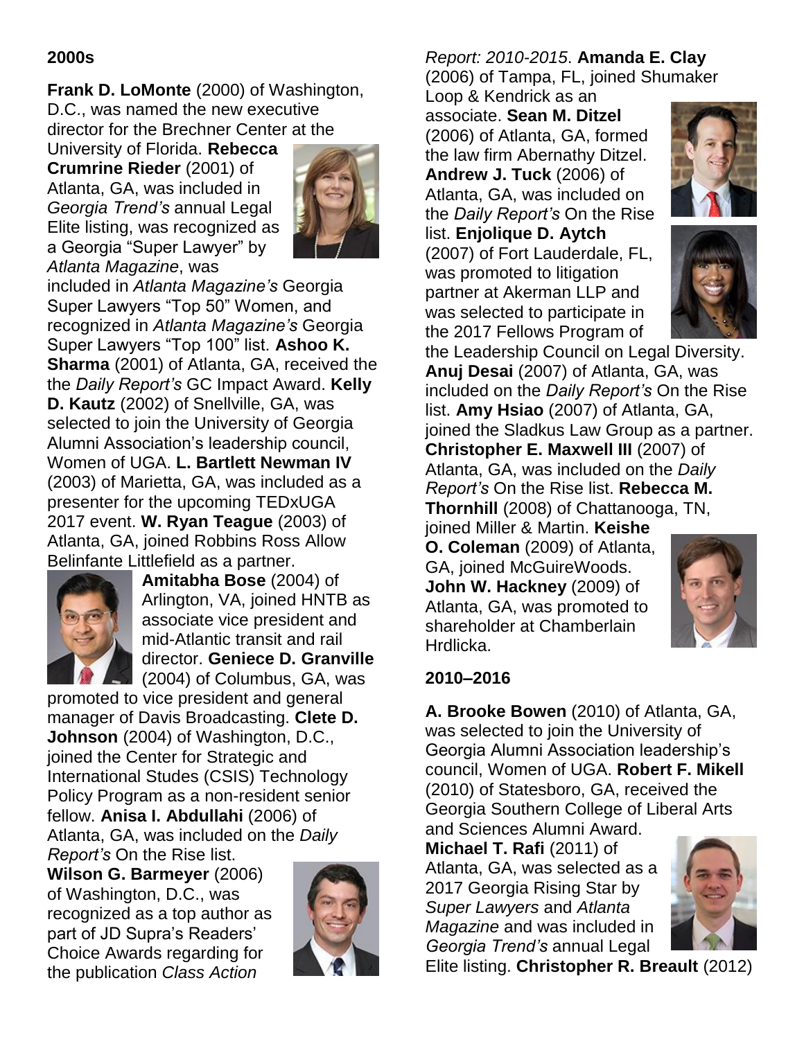## 2000s

**Frank D. LoMonte** (2000) of Washington, D.C., was named the new executive director for the Brechner Center at the University of Florida. **Rebecca Crumrine Rieder** (2001) of Atlanta, GA, was included in *Georgia Trend's* annual Legal Elite listing, was recognized as a Georgia "Super Lawyer" by *Atlanta Magazine*, was included in *Atlanta Magazine's* Georgia Super Lawyers "Top 50" Women, and recognized in *Atlanta Magazine's* Georgia Super Lawyers "Top 100" list. **Ashoo K. Sharma** (2001) of Atlanta, GA, received the the *Daily Report's* GC Impact Award. **Kelly D. Kautz** (2002) of Snellville, GA, was selected to join the University of Georgia Alumni Association's leadership council, Women of UGA. **L. Bartlett Newman IV** (2003) of Marietta, GA, was included as a presenter for the upcoming TEDxUGA 2017 event. **W. Ryan Teague** (2003) of Atlanta, GA, joined Robbins Ross Allow Belinfante Littlefield as a partner. **Amitabha Bose** (2004) of Arlington, VA, joined HNTB as associate vice president and mid-Atlantic transit and rail director. **Geniece D. Granville** (2004) of Columbus, GA, was promoted to vice president and general manager of Davis Broadcasting. **Clete D. Johnson** (2004) of Washington, D.C., joined the Center for Strategic and International Studes (CSIS) Technology Policy Program as a non-resident senior fellow. **Anisa I. Abdullahi** (2006) of Atlanta, GA, was included on the *Daily Report's* On the Rise list. **Wilson G. Barmeyer** (2006) of Washington, D.C., was recognized as a top author as part of JD Supra's Readers' Choice Awards regarding for the publication *Class Action Report: 2010-2015*. **Amanda E. Clay** (2006) of Tampa, FL, joined Shumaker Loop & Kendrick as an associate. **Sean M. Ditzel** (2006) of Atlanta, GA, formed the law firm Abernathy Ditzel. **Andrew J. Tuck** (2006) of Atlanta, GA, was included on the *Daily Report's* On the Rise list. **Enjolique D. Aytch** (2007) of Fort Lauderdale, FL, was promoted to litigation partner at Akerman LLP and was selected to participate in the 2017 Fellows Program of the Leadership Council on Legal Diversity. **Anuj Desai** (2007) of Atlanta, GA, was included on the *Daily Report's* On the Rise list. **Amy Hsiao** (2007) of Atlanta, GA, joined the Sladkus Law Group as a partner. **Christopher E. Maxwell III** (2007) of Atlanta, GA, was included on the *Daily Report's* On the Rise list. **Rebecca M. Thornhill** (2008) of Chattanooga, TN, joined Miller & Martin. **Keishe O. Coleman** (2009) of Atlanta, GA, joined McGuireWoods. **John W. Hackney** (2009) of Atlanta, GA, was promoted to shareholder at Chamberlain Hrdlicka.

## 2010–2016

**A. Brooke Bowen** (2010) of Atlanta, GA, was selected to join the University of Georgia Alumni Association leadership's council, Women of UGA. **Robert F. Mikell** (2010) of Statesboro, GA, received the Georgia Southern College of Liberal Arts and Sciences Alumni Award. **Michael T. Rafi** (2011) of Atlanta, GA, was selected as a 2017 Georgia Rising Star by *Super Lawyers* and *Atlanta Magazine* and was included in *Georgia Trend's* annual Legal Elite listing. **Christopher R. Breault** (2012)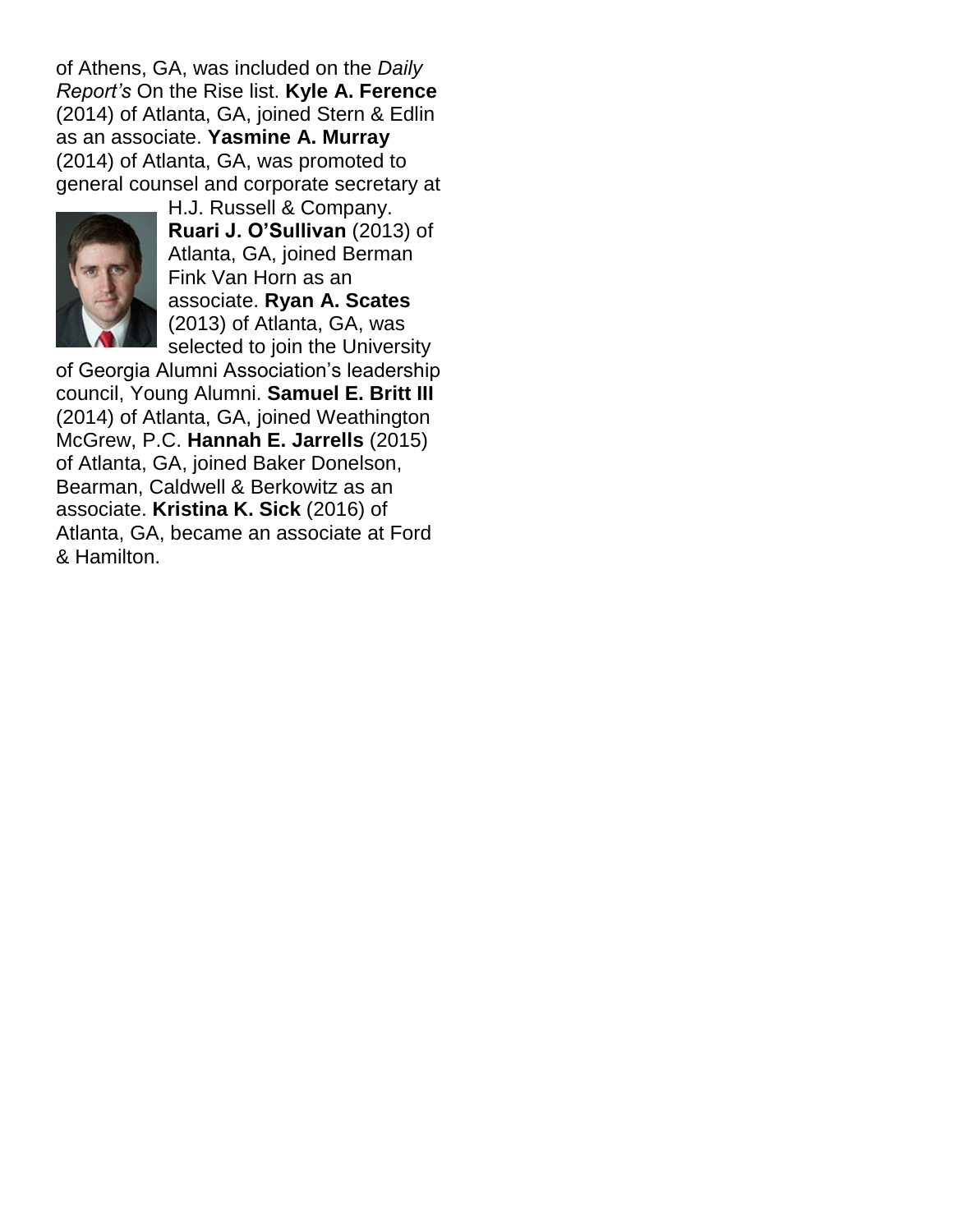of Athens, GA, was included on the *Daily Report's* On the Rise list. **Kyle A. Ference** (2014) of Atlanta, GA, joined Stern & Edlin as an associate. **Yasmine A. Murray** (2014) of Atlanta, GA, was promoted to general counsel and corporate secretary at H.J. Russell & Company. **Ruari J. O'Sullivan** (2013) of Atlanta, GA, joined Berman Fink Van Horn as an associate. **Ryan A. Scates** (2013) of Atlanta, GA, was selected to join the University of Georgia Alumni Association's leadership council, Young Alumni. **Samuel E. Britt III** (2014) of Atlanta, GA, joined Weathington McGrew, P.C. **Hannah E. Jarrells** (2015) of Atlanta, GA, joined Baker Donelson, Bearman, Caldwell & Berkowitz as an associate. **Kristina K. Sick** (2016) of Atlanta, GA, became an associate at Ford & Hamilton.